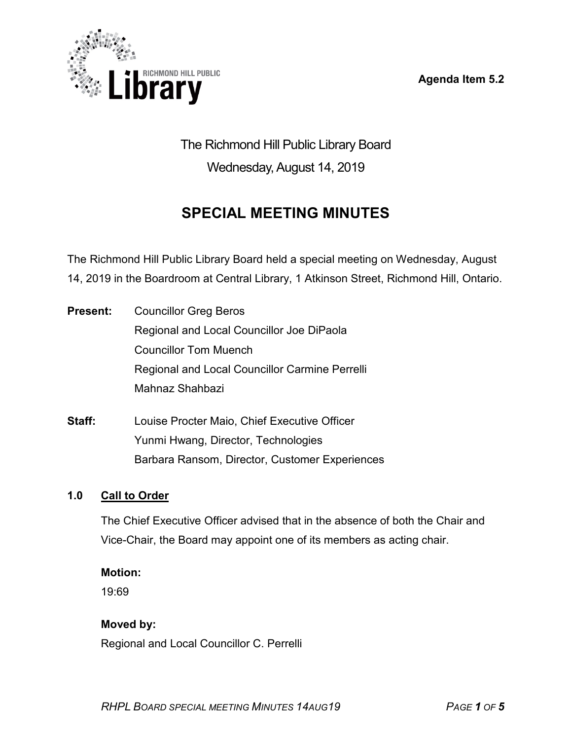**Agenda Item 5.2**

# The Richmond Hill Public Library Board

Wednesday, August 14, 2019

## SPECIAL MEETING MINUTES

The Richmond Hill Public Library Board held a special meeting on Wednesday, August 14, 2019 in the Boardroom at Central Library, 1 Atkinson Street, Richmond Hill, Ontario.

**Present:**
Councillor Greg Beros
Regional and Local Councillor Joe DiPaola
Councillor Tom Muench
Regional and Local Councillor Carmine Perrelli
Mahnaz Shahbazi

**Staff:**
Louise Procter Maio, Chief Executive Officer
Yunmi Hwang, Director, Technologies
Barbara Ransom, Director, Customer Experiences

### 1.0 Call to Order

The Chief Executive Officer advised that in the absence of both the Chair and Vice-Chair, the Board may appoint one of its members as acting chair.

**Motion:**
19:69

**Moved by:**
Regional and Local Councillor C. Perrelli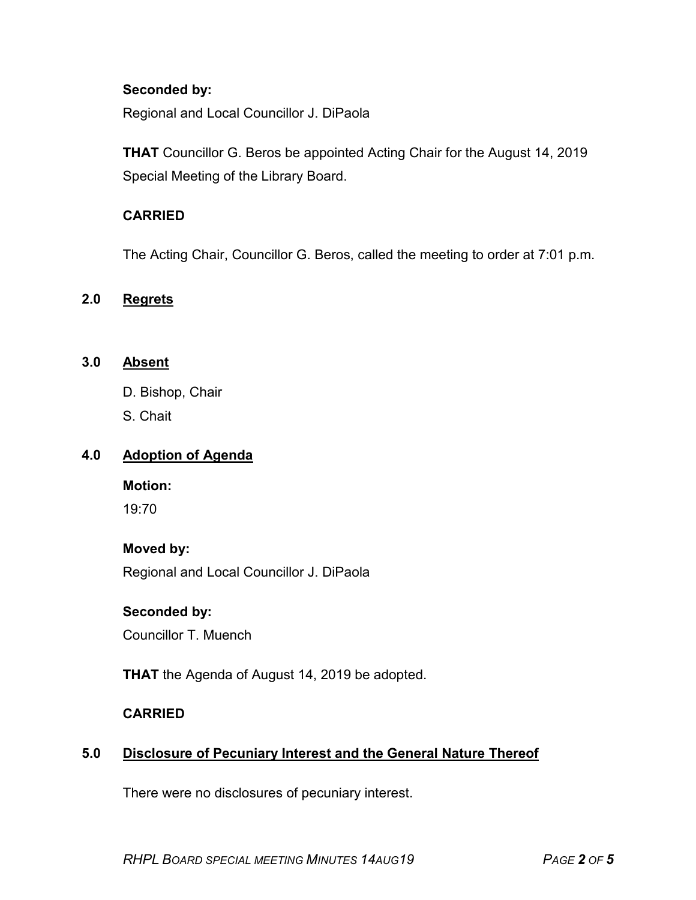**Seconded by:**

Regional and Local Councillor J. DiPaola

**THAT** Councillor G. Beros be appointed Acting Chair for the August 14, 2019 Special Meeting of the Library Board.

**CARRIED**

The Acting Chair, Councillor G. Beros, called the meeting to order at 7:01 p.m.

## 2.0 Regrets

## 3.0 Absent

D. Bishop, Chair

S. Chait

## 4.0 Adoption of Agenda

**Motion:**

19:70

**Moved by:**

Regional and Local Councillor J. DiPaola

**Seconded by:**

Councillor T. Muench

**THAT** the Agenda of August 14, 2019 be adopted.

**CARRIED**

## 5.0 Disclosure of Pecuniary Interest and the General Nature Thereof

There were no disclosures of pecuniary interest.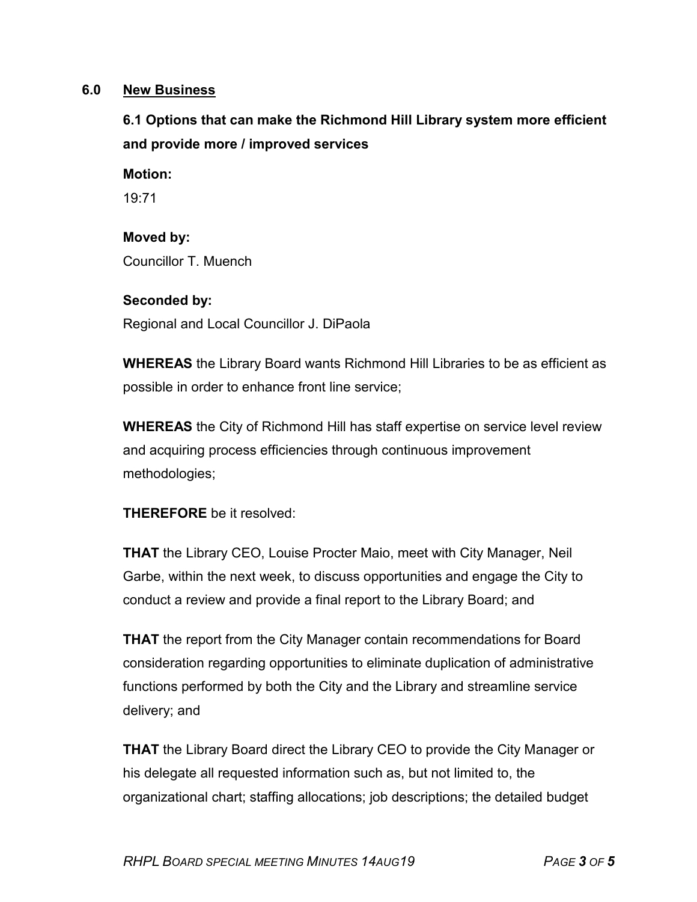## 6.0 New Business

### 6.1 Options that can make the Richmond Hill Library system more efficient and provide more / improved services

**Motion:**

19:71

**Moved by:**

Councillor T. Muench

**Seconded by:**

Regional and Local Councillor J. DiPaola

**WHEREAS** the Library Board wants Richmond Hill Libraries to be as efficient as possible in order to enhance front line service;

**WHEREAS** the City of Richmond Hill has staff expertise on service level review and acquiring process efficiencies through continuous improvement methodologies;

**THEREFORE** be it resolved:

**THAT** the Library CEO, Louise Procter Maio, meet with City Manager, Neil Garbe, within the next week, to discuss opportunities and engage the City to conduct a review and provide a final report to the Library Board; and

**THAT** the report from the City Manager contain recommendations for Board consideration regarding opportunities to eliminate duplication of administrative functions performed by both the City and the Library and streamline service delivery; and

**THAT** the Library Board direct the Library CEO to provide the City Manager or his delegate all requested information such as, but not limited to, the organizational chart; staffing allocations; job descriptions; the detailed budget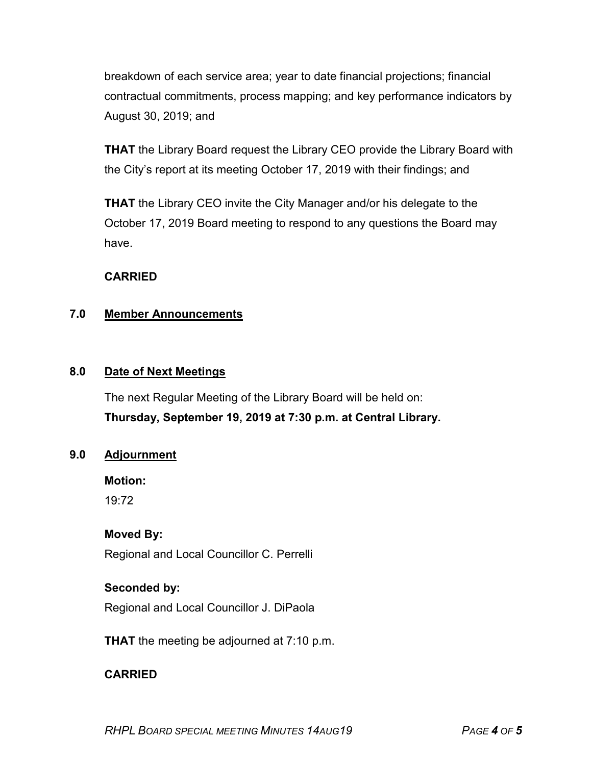breakdown of each service area; year to date financial projections; financial contractual commitments, process mapping; and key performance indicators by August 30, 2019; and

**THAT** the Library Board request the Library CEO provide the Library Board with the City's report at its meeting October 17, 2019 with their findings; and

**THAT** the Library CEO invite the City Manager and/or his delegate to the October 17, 2019 Board meeting to respond to any questions the Board may have.

**CARRIED**

## 7.0 Member Announcements

## 8.0 Date of Next Meetings

The next Regular Meeting of the Library Board will be held on:
**Thursday, September 19, 2019 at 7:30 p.m. at Central Library.**

## 9.0 Adjournment

**Motion:**
19:72

**Moved By:**
Regional and Local Councillor C. Perrelli

**Seconded by:**
Regional and Local Councillor J. DiPaola

**THAT** the meeting be adjourned at 7:10 p.m.

**CARRIED**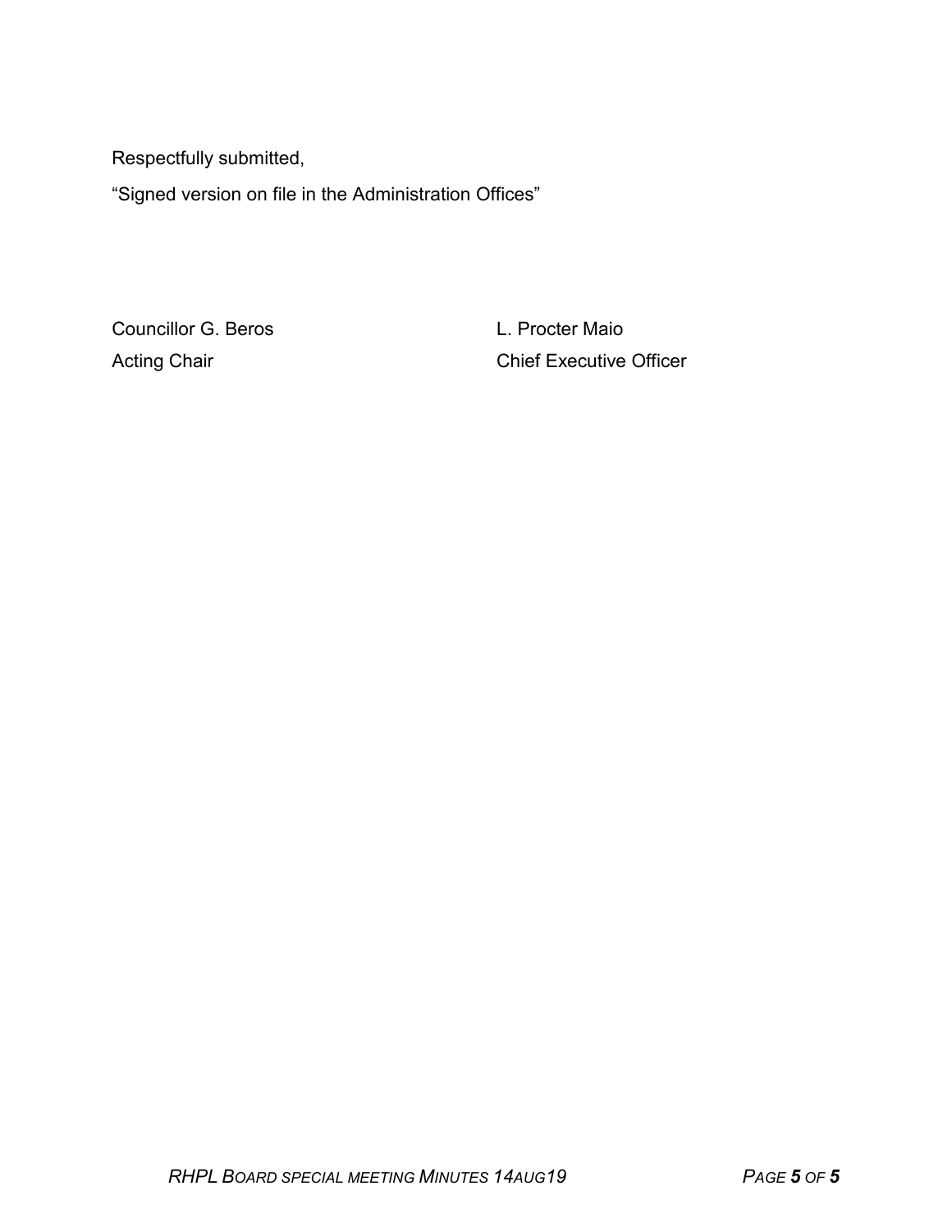Respectfully submitted,

“Signed version on file in the Administration Offices”

| | |
|---|---|
| Councillor G. Beros | L. Procter Maio |
| Acting Chair | Chief Executive Officer |